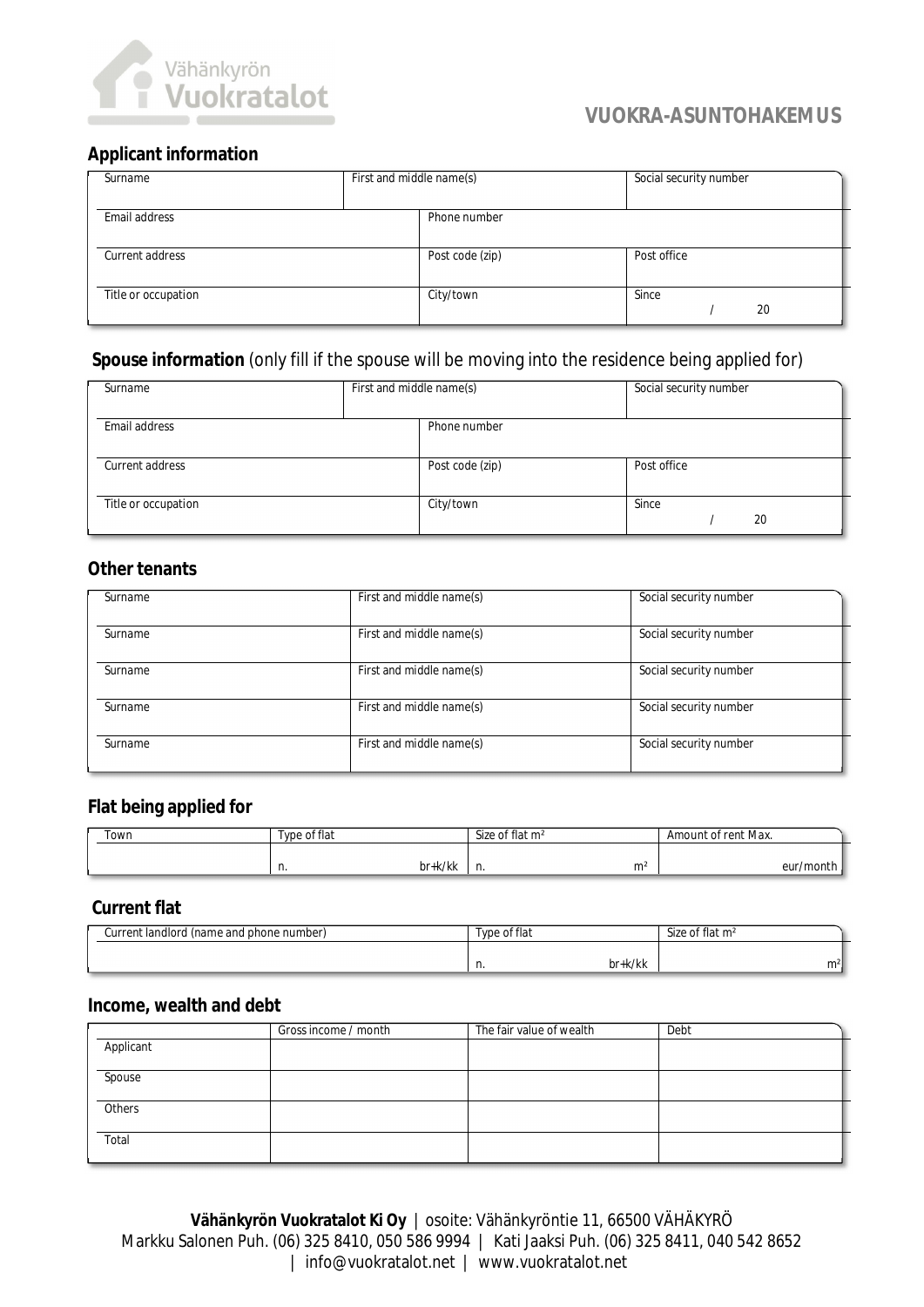Vähänkyrön **Vuokratalot**

# VUOKRA-ASUNTOHAKEMUS

## Applicant information

| Surname | First and middle name(s) | | Social security number |
|---|---|---|---|
| Email address | | Phone number | |
| Current address | | Post code (zip) | Post office |
| Title or occupation | | City/town | Since / 20 |

## Spouse information (only fill if the spouse will be moving into the residence being applied for)

| Surname | First and middle name(s) | | Social security number |
|---|---|---|---|
| Email address | | Phone number | |
| Current address | | Post code (zip) | Post office |
| Title or occupation | | City/town | Since / 20 |

## Other tenants

| Surname | First and middle name(s) | Social security number |
|---|---|---|
| Surname | First and middle name(s) | Social security number |
| Surname | First and middle name(s) | Social security number |
| Surname | First and middle name(s) | Social security number |
| Surname | First and middle name(s) | Social security number |

## Flat being applied for

| Town | Type of flat | Size of flat m² | Amount of rent Max. |
|---|---|---|---|
| | n. br+k/kk | n. m² | eur/month |

## Current flat

| Current landlord (name and phone number) | Type of flat | Size of flat m² |
|---|---|---|
| | n. br+k/kk | m² |

## Income, wealth and debt

| | Gross income / month | The fair value of wealth | Debt |
|---|---|---|---|
| Applicant | | | |
| Spouse | | | |
| Others | | | |
| Total | | | |

**Vähänkyrön Vuokratalot Ki Oy** | osoite: Vähänkyröntie 11, 66500 VÄHÄKYRÖ
Markku Salonen Puh. (06) 325 8410, 050 586 9994 | Kati Jaaksi Puh. (06) 325 8411, 040 542 8652 | info@vuokratalot.net | www.vuokratalot.net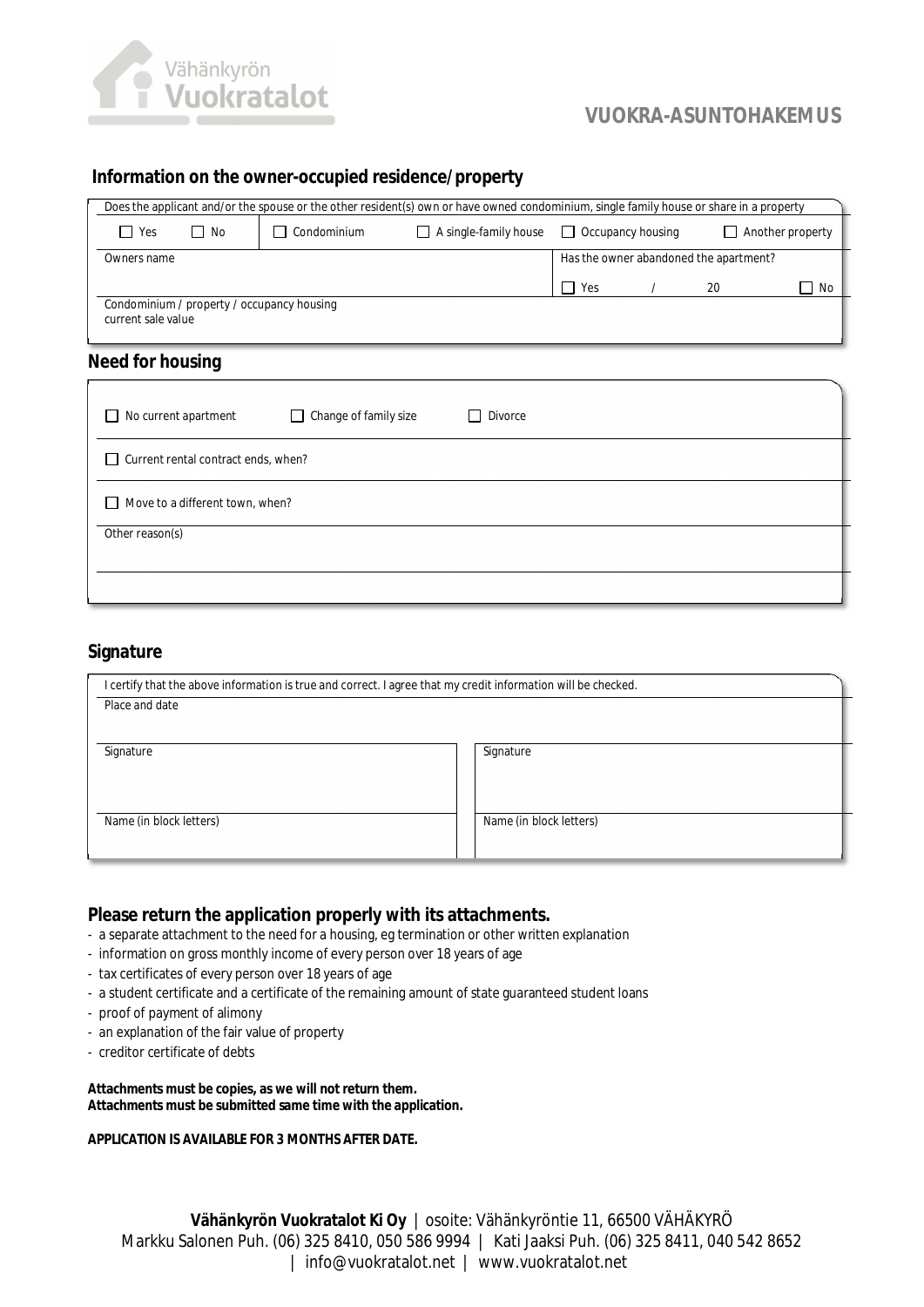Vähänkyrön Vuokratalot

# VUOKRA-ASUNTOHAKEMUS

## Information on the owner-occupied residence/property

Does the applicant and/or the spouse or the other resident(s) own or have owned condominium, single family house or share in a property

| | | | | | |
|---|---|---|---|---|---|
| ☐ Yes ☐ No | ☐ Condominium | ☐ A single-family house | ☐ Occupancy housing | | ☐ Another property |
| Owners name | | | Has the owner abandoned the apartment? ☐ Yes / 20 ☐ No | | |
| Condominium / property / occupancy housing current sale value | | | | | |

## Need for housing

- ☐ No current apartment ☐ Change of family size ☐ Divorce
- ☐ Current rental contract ends, when?
- ☐ Move to a different town, when?

Other reason(s)

## Signature

I certify that the above information is true and correct. I agree that my credit information will be checked.

Place and date

| | |
|---|---|
| Signature | Signature |
| Name (in block letters) | Name (in block letters) |

## Please return the application properly with its attachments.

- a separate attachment to the need for a housing, eg termination or other written explanation
- information on gross monthly income of every person over 18 years of age
- tax certificates of every person over 18 years of age
- a student certificate and a certificate of the remaining amount of state guaranteed student loans
- proof of payment of alimony
- an explanation of the fair value of property
- creditor certificate of debts

**Attachments must be copies, as we will not return them.**
**Attachments must be submitted same time with the application.**

**APPLICATION IS AVAILABLE FOR 3 MONTHS AFTER DATE.**

**Vähänkyrön Vuokratalot Ki Oy** | osoite: Vähänkyröntie 11, 66500 VÄHÄKYRÖ
Markku Salonen Puh. (06) 325 8410, 050 586 9994 | Kati Jaaksi Puh. (06) 325 8411, 040 542 8652
| info@vuokratalot.net | www.vuokratalot.net